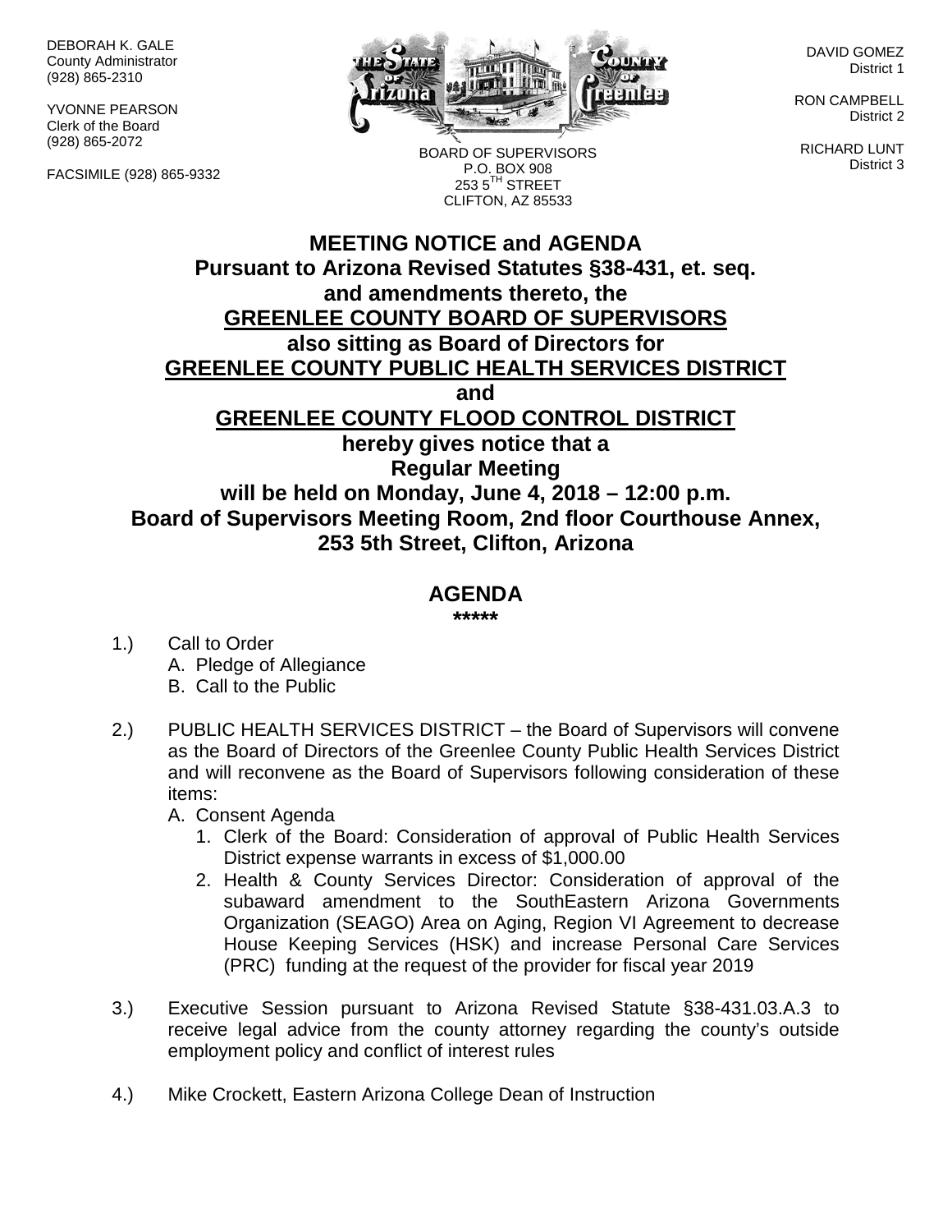DEBORAH K. GALE
County Administrator
(928) 865-2310

YVONNE PEARSON
Clerk of the Board
(928) 865-2072

FACSIMILE (928) 865-9332

BOARD OF SUPERVISORS
P.O. BOX 908
253 5TH STREET
CLIFTON, AZ 85533

DAVID GOMEZ
District 1

RON CAMPBELL
District 2

RICHARD LUNT
District 3

# MEETING NOTICE and AGENDA

**Pursuant to Arizona Revised Statutes §38-431, et. seq.**
**and amendments thereto, the**
**GREENLEE COUNTY BOARD OF SUPERVISORS**
**also sitting as Board of Directors for**
**GREENLEE COUNTY PUBLIC HEALTH SERVICES DISTRICT**
**and**
**GREENLEE COUNTY FLOOD CONTROL DISTRICT**
**hereby gives notice that a**
**Regular Meeting**
**will be held on Monday, June 4, 2018 – 12:00 p.m.**
**Board of Supervisors Meeting Room, 2nd floor Courthouse Annex,**
**253 5th Street, Clifton, Arizona**

## AGENDA

**\*\*\*\*\***

1.) Call to Order
   A. Pledge of Allegiance
   B. Call to the Public

2.) PUBLIC HEALTH SERVICES DISTRICT – the Board of Supervisors will convene as the Board of Directors of the Greenlee County Public Health Services District and will reconvene as the Board of Supervisors following consideration of these items:
   A. Consent Agenda
      1. Clerk of the Board: Consideration of approval of Public Health Services District expense warrants in excess of $1,000.00
      2. Health & County Services Director: Consideration of approval of the subaward amendment to the SouthEastern Arizona Governments Organization (SEAGO) Area on Aging, Region VI Agreement to decrease House Keeping Services (HSK) and increase Personal Care Services (PRC) funding at the request of the provider for fiscal year 2019

3.) Executive Session pursuant to Arizona Revised Statute §38-431.03.A.3 to receive legal advice from the county attorney regarding the county's outside employment policy and conflict of interest rules

4.) Mike Crockett, Eastern Arizona College Dean of Instruction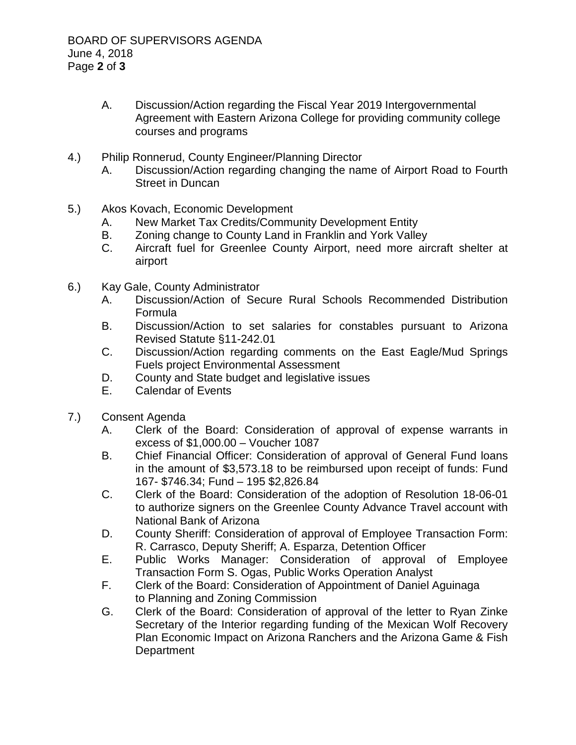A. Discussion/Action regarding the Fiscal Year 2019 Intergovernmental Agreement with Eastern Arizona College for providing community college courses and programs

4.) Philip Ronnerud, County Engineer/Planning Director
   A. Discussion/Action regarding changing the name of Airport Road to Fourth Street in Duncan

5.) Akos Kovach, Economic Development
   A. New Market Tax Credits/Community Development Entity
   B. Zoning change to County Land in Franklin and York Valley
   C. Aircraft fuel for Greenlee County Airport, need more aircraft shelter at airport

6.) Kay Gale, County Administrator
   A. Discussion/Action of Secure Rural Schools Recommended Distribution Formula
   B. Discussion/Action to set salaries for constables pursuant to Arizona Revised Statute §11-242.01
   C. Discussion/Action regarding comments on the East Eagle/Mud Springs Fuels project Environmental Assessment
   D. County and State budget and legislative issues
   E. Calendar of Events

7.) Consent Agenda
   A. Clerk of the Board: Consideration of approval of expense warrants in excess of $1,000.00 – Voucher 1087
   B. Chief Financial Officer: Consideration of approval of General Fund loans in the amount of $3,573.18 to be reimbursed upon receipt of funds: Fund 167- $746.34; Fund – 195 $2,826.84
   C. Clerk of the Board: Consideration of the adoption of Resolution 18-06-01 to authorize signers on the Greenlee County Advance Travel account with National Bank of Arizona
   D. County Sheriff: Consideration of approval of Employee Transaction Form: R. Carrasco, Deputy Sheriff; A. Esparza, Detention Officer
   E. Public Works Manager: Consideration of approval of Employee Transaction Form S. Ogas, Public Works Operation Analyst
   F. Clerk of the Board: Consideration of Appointment of Daniel Aguinaga to Planning and Zoning Commission
   G. Clerk of the Board: Consideration of approval of the letter to Ryan Zinke Secretary of the Interior regarding funding of the Mexican Wolf Recovery Plan Economic Impact on Arizona Ranchers and the Arizona Game & Fish Department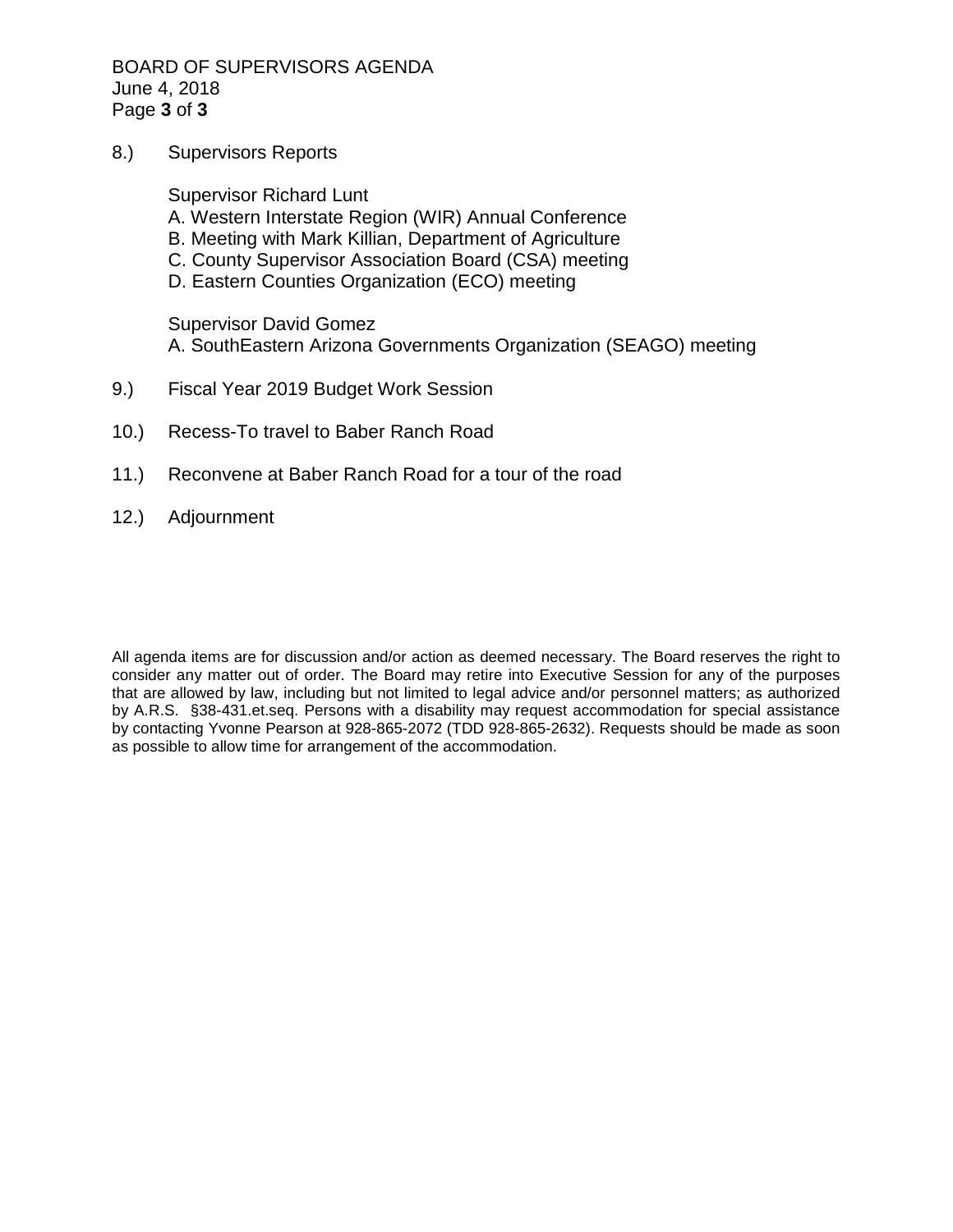8.) Supervisors Reports

Supervisor Richard Lunt

A. Western Interstate Region (WIR) Annual Conference
B. Meeting with Mark Killian, Department of Agriculture
C. County Supervisor Association Board (CSA) meeting
D. Eastern Counties Organization (ECO) meeting

Supervisor David Gomez

A. SouthEastern Arizona Governments Organization (SEAGO) meeting

9.) Fiscal Year 2019 Budget Work Session

10.) Recess-To travel to Baber Ranch Road

11.) Reconvene at Baber Ranch Road for a tour of the road

12.) Adjournment

All agenda items are for discussion and/or action as deemed necessary. The Board reserves the right to consider any matter out of order. The Board may retire into Executive Session for any of the purposes that are allowed by law, including but not limited to legal advice and/or personnel matters; as authorized by A.R.S. §38-431.et.seq. Persons with a disability may request accommodation for special assistance by contacting Yvonne Pearson at 928-865-2072 (TDD 928-865-2632). Requests should be made as soon as possible to allow time for arrangement of the accommodation.